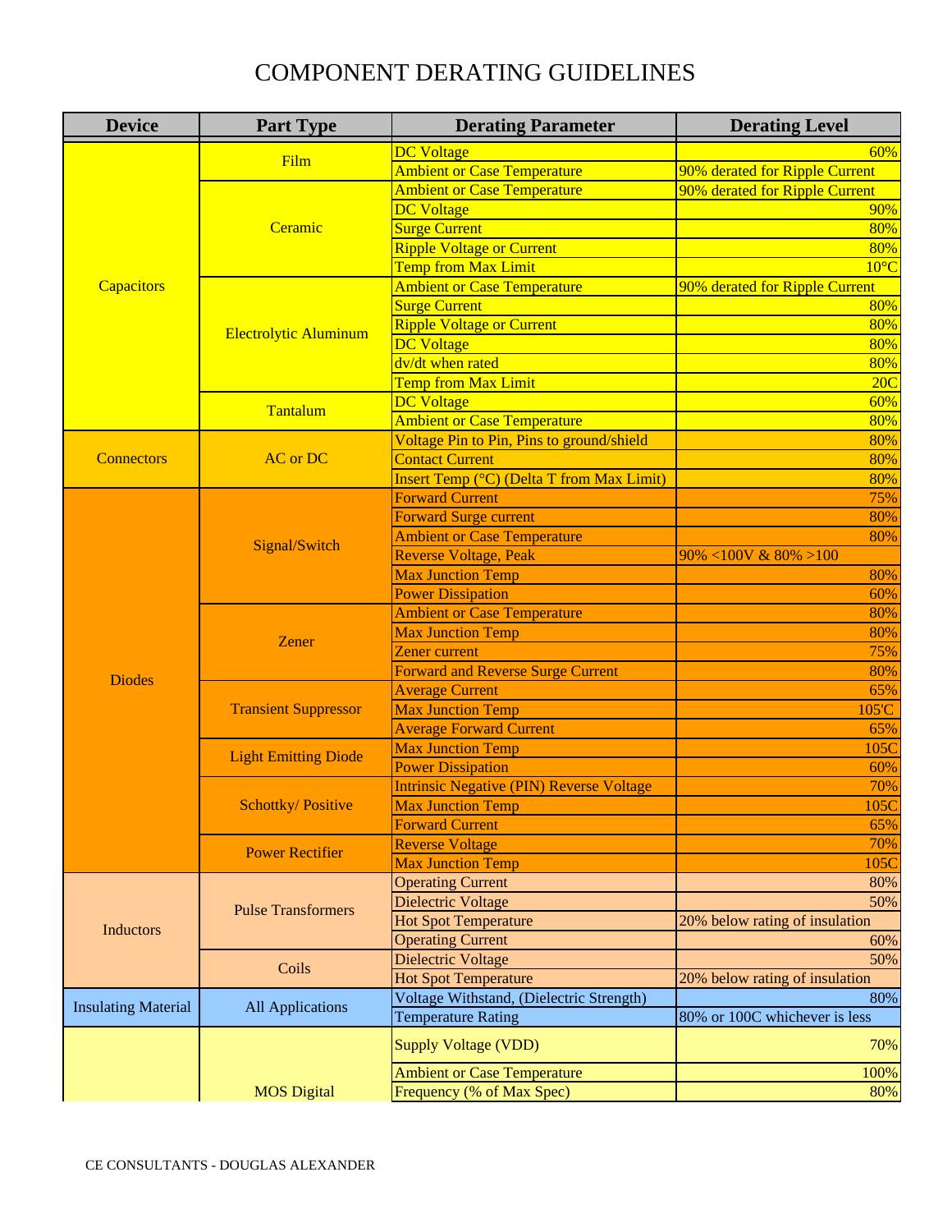# COMPONENT DERATING GUIDELINES

| Device | Part Type | Derating Parameter | Derating Level |
|---|---|---|---|
| Capacitors | Film | DC Voltage | 60% |
| | | Ambient or Case Temperature | 90% derated for Ripple Current |
| | Ceramic | Ambient or Case Temperature | 90% derated for Ripple Current |
| | | DC Voltage | 90% |
| | | Surge Current | 80% |
| | | Ripple Voltage or Current | 80% |
| | | Temp from Max Limit | 10°C |
| | Electrolytic Aluminum | Ambient or Case Temperature | 90% derated for Ripple Current |
| | | Surge Current | 80% |
| | | Ripple Voltage or Current | 80% |
| | | DC Voltage | 80% |
| | | dv/dt when rated | 80% |
| | | Temp from Max Limit | 20C |
| | Tantalum | DC Voltage | 60% |
| | | Ambient or Case Temperature | 80% |
| Connectors | AC or DC | Voltage Pin to Pin, Pins to ground/shield | 80% |
| | | Contact Current | 80% |
| | | Insert Temp (°C) (Delta T from Max Limit) | 80% |
| Diodes | Signal/Switch | Forward Current | 75% |
| | | Forward Surge current | 80% |
| | | Ambient or Case Temperature | 80% |
| | | Reverse Voltage, Peak | 90% <100V & 80% >100 |
| | | Max Junction Temp | 80% |
| | | Power Dissipation | 60% |
| | Zener | Ambient or Case Temperature | 80% |
| | | Max Junction Temp | 80% |
| | | Zener current | 75% |
| | | Forward and Reverse Surge Current | 80% |
| | Transient Suppressor | Average Current | 65% |
| | | Max Junction Temp | 105'C |
| | | Average Forward Current | 65% |
| | Light Emitting Diode | Max Junction Temp | 105C |
| | | Power Dissipation | 60% |
| | Schottky/ Positive | Intrinsic Negative (PIN) Reverse Voltage | 70% |
| | | Max Junction Temp | 105C |
| | | Forward Current | 65% |
| | Power Rectifier | Reverse Voltage | 70% |
| | | Max Junction Temp | 105C |
| Inductors | Pulse Transformers | Operating Current | 80% |
| | | Dielectric Voltage | 50% |
| | | Hot Spot Temperature | 20% below rating of insulation |
| | Coils | Operating Current | 60% |
| | | Dielectric Voltage | 50% |
| | | Hot Spot Temperature | 20% below rating of insulation |
| Insulating Material | All Applications | Voltage Withstand, (Dielectric Strength) | 80% |
| | | Temperature Rating | 80% or 100C whichever is less |
| | MOS Digital | Supply Voltage (VDD) | 70% |
| | | Ambient or Case Temperature | 100% |
| | | Frequency (% of Max Spec) | 80% |

CE CONSULTANTS - DOUGLAS ALEXANDER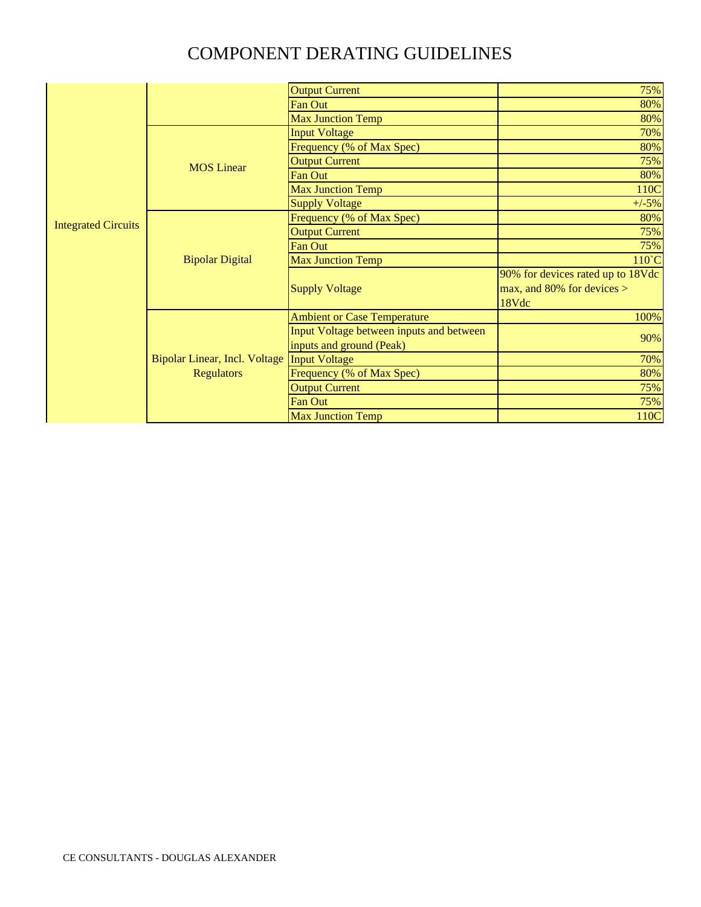# COMPONENT DERATING GUIDELINES

| | | | |
|---|---|---|---|
| Integrated Circuits | | Output Current | 75% |
| | | Fan Out | 80% |
| | | Max Junction Temp | 80% |
| | MOS Linear | Input Voltage | 70% |
| | | Frequency (% of Max Spec) | 80% |
| | | Output Current | 75% |
| | | Fan Out | 80% |
| | | Max Junction Temp | 110C |
| | | Supply Voltage | +/-5% |
| | Bipolar Digital | Frequency (% of Max Spec) | 80% |
| | | Output Current | 75% |
| | | Fan Out | 75% |
| | | Max Junction Temp | 110`C |
| | | Supply Voltage | 90% for devices rated up to 18Vdc max, and 80% for devices > 18Vdc |
| | Bipolar Linear, Incl. Voltage Regulators | Ambient or Case Temperature | 100% |
| | | Input Voltage between inputs and between inputs and ground (Peak) | 90% |
| | | Input Voltage | 70% |
| | | Frequency (% of Max Spec) | 80% |
| | | Output Current | 75% |
| | | Fan Out | 75% |
| | | Max Junction Temp | 110C |

CE CONSULTANTS - DOUGLAS ALEXANDER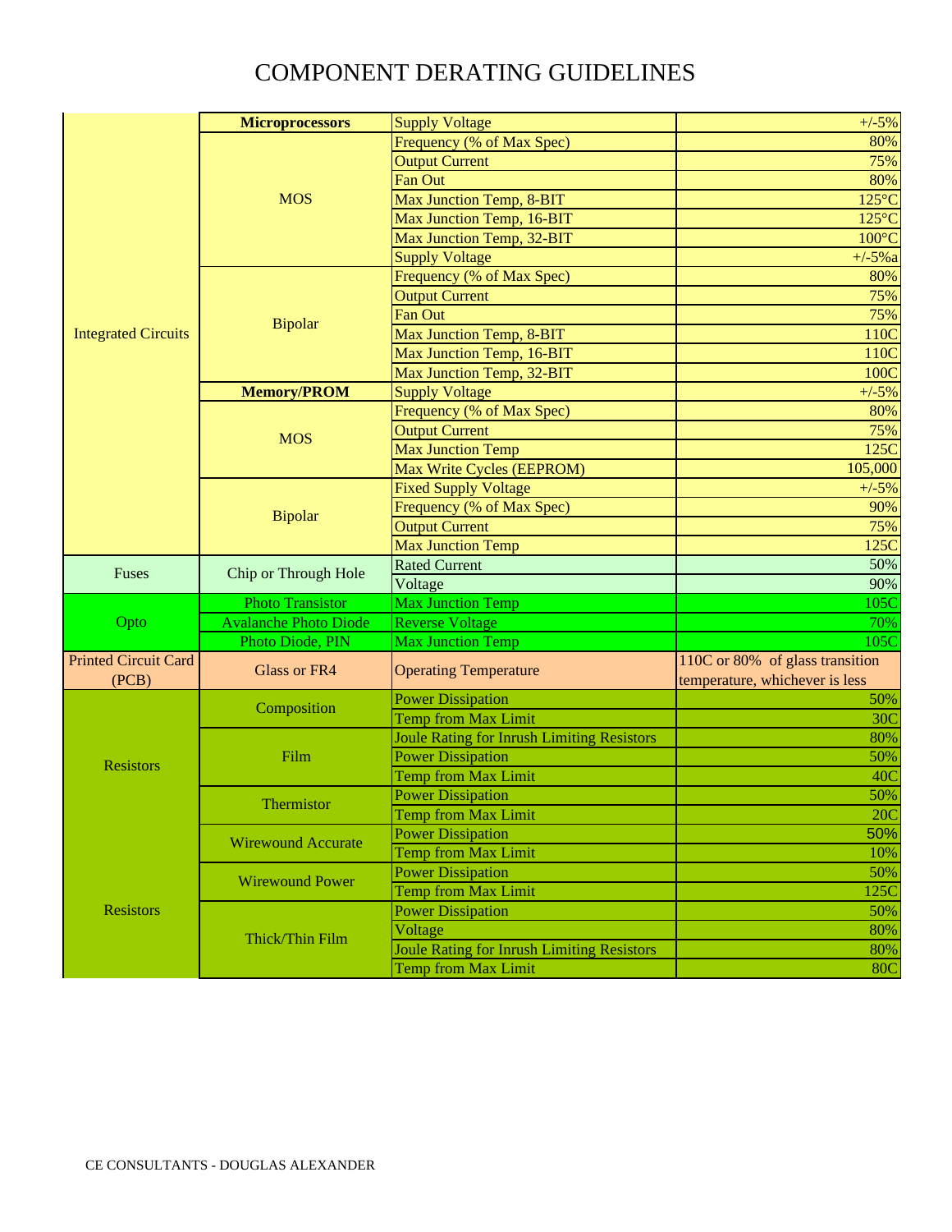# COMPONENT DERATING GUIDELINES

| Category | Component | Parameter | Derating |
|---|---|---|---|
| Integrated Circuits | **Microprocessors** | Supply Voltage | +/-5% |
| | MOS | Frequency (% of Max Spec) | 80% |
| | | Output Current | 75% |
| | | Fan Out | 80% |
| | | Max Junction Temp, 8-BIT | 125°C |
| | | Max Junction Temp, 16-BIT | 125°C |
| | | Max Junction Temp, 32-BIT | 100°C |
| | | Supply Voltage | +/-5%a |
| | Bipolar | Frequency (% of Max Spec) | 80% |
| | | Output Current | 75% |
| | | Fan Out | 75% |
| | | Max Junction Temp, 8-BIT | 110C |
| | | Max Junction Temp, 16-BIT | 110C |
| | | Max Junction Temp, 32-BIT | 100C |
| | **Memory/PROM** | Supply Voltage | +/-5% |
| | MOS | Frequency (% of Max Spec) | 80% |
| | | Output Current | 75% |
| | | Max Junction Temp | 125C |
| | | Max Write Cycles (EEPROM) | 105,000 |
| | Bipolar | Fixed Supply Voltage | +/-5% |
| | | Frequency (% of Max Spec) | 90% |
| | | Output Current | 75% |
| | | Max Junction Temp | 125C |
| Fuses | Chip or Through Hole | Rated Current | 50% |
| | | Voltage | 90% |
| Opto | Photo Transistor | Max Junction Temp | 105C |
| | Avalanche Photo Diode | Reverse Voltage | 70% |
| | Photo Diode, PIN | Max Junction Temp | 105C |
| Printed Circuit Card (PCB) | Glass or FR4 | Operating Temperature | 110C or 80% of glass transition temperature, whichever is less |
| Resistors | Composition | Power Dissipation | 50% |
| | | Temp from Max Limit | 30C |
| | Film | Joule Rating for Inrush Limiting Resistors | 80% |
| | | Power Dissipation | 50% |
| | | Temp from Max Limit | 40C |
| | Thermistor | Power Dissipation | 50% |
| | | Temp from Max Limit | 20C |
| | Wirewound Accurate | Power Dissipation | 50% |
| | | Temp from Max Limit | 10% |
| | Wirewound Power | Power Dissipation | 50% |
| | | Temp from Max Limit | 125C |
| Resistors | Thick/Thin Film | Power Dissipation | 50% |
| | | Voltage | 80% |
| | | Joule Rating for Inrush Limiting Resistors | 80% |
| | | Temp from Max Limit | 80C |

CE CONSULTANTS - DOUGLAS ALEXANDER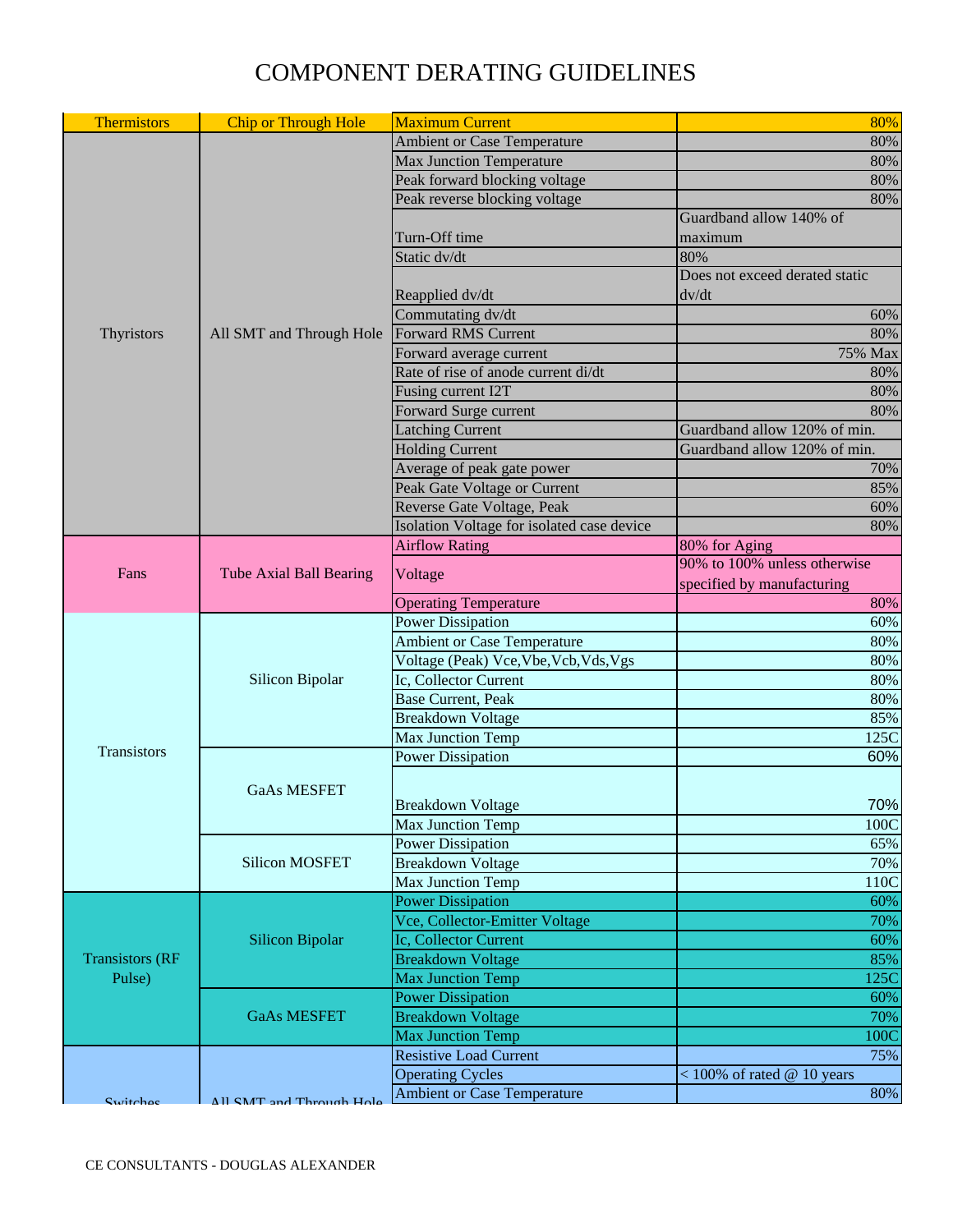# COMPONENT DERATING GUIDELINES

| Component | Type | Parameter | Derating |
|---|---|---|---|
| Thermistors | Chip or Through Hole | Maximum Current | 80% |
| Thyristors | All SMT and Through Hole | Ambient or Case Temperature | 80% |
| | | Max Junction Temperature | 80% |
| | | Peak forward blocking voltage | 80% |
| | | Peak reverse blocking voltage | 80% |
| | | Turn-Off time | Guardband allow 140% of maximum |
| | | Static dv/dt | 80% |
| | | Reapplied dv/dt | Does not exceed derated static dv/dt |
| | | Commutating dv/dt | 60% |
| | | Forward RMS Current | 80% |
| | | Forward average current | 75% Max |
| | | Rate of rise of anode current di/dt | 80% |
| | | Fusing current I2T | 80% |
| | | Forward Surge current | 80% |
| | | Latching Current | Guardband allow 120% of min. |
| | | Holding Current | Guardband allow 120% of min. |
| | | Average of peak gate power | 70% |
| | | Peak Gate Voltage or Current | 85% |
| | | Reverse Gate Voltage, Peak | 60% |
| | | Isolation Voltage for isolated case device | 80% |
| Fans | Tube Axial Ball Bearing | Airflow Rating | 80% for Aging |
| | | Voltage | 90% to 100% unless otherwise specified by manufacturing |
| | | Operating Temperature | 80% |
| Transistors | Silicon Bipolar | Power Dissipation | 60% |
| | | Ambient or Case Temperature | 80% |
| | | Voltage (Peak) Vce,Vbe,Vcb,Vds,Vgs | 80% |
| | | Ic, Collector Current | 80% |
| | | Base Current, Peak | 80% |
| | | Breakdown Voltage | 85% |
| | | Max Junction Temp | 125C |
| | GaAs MESFET | Power Dissipation | 60% |
| | | Breakdown Voltage | 70% |
| | | Max Junction Temp | 100C |
| | Silicon MOSFET | Power Dissipation | 65% |
| | | Breakdown Voltage | 70% |
| | | Max Junction Temp | 110C |
| Transistors (RF Pulse) | Silicon Bipolar | Power Dissipation | 60% |
| | | Vce, Collector-Emitter Voltage | 70% |
| | | Ic, Collector Current | 60% |
| | | Breakdown Voltage | 85% |
| | | Max Junction Temp | 125C |
| | GaAs MESFET | Power Dissipation | 60% |
| | | Breakdown Voltage | 70% |
| | | Max Junction Temp | 100C |
| Switches | All SMT and Through Hole | Resistive Load Current | 75% |
| | | Operating Cycles | < 100% of rated @ 10 years |
| | | Ambient or Case Temperature | 80% |

CE CONSULTANTS - DOUGLAS ALEXANDER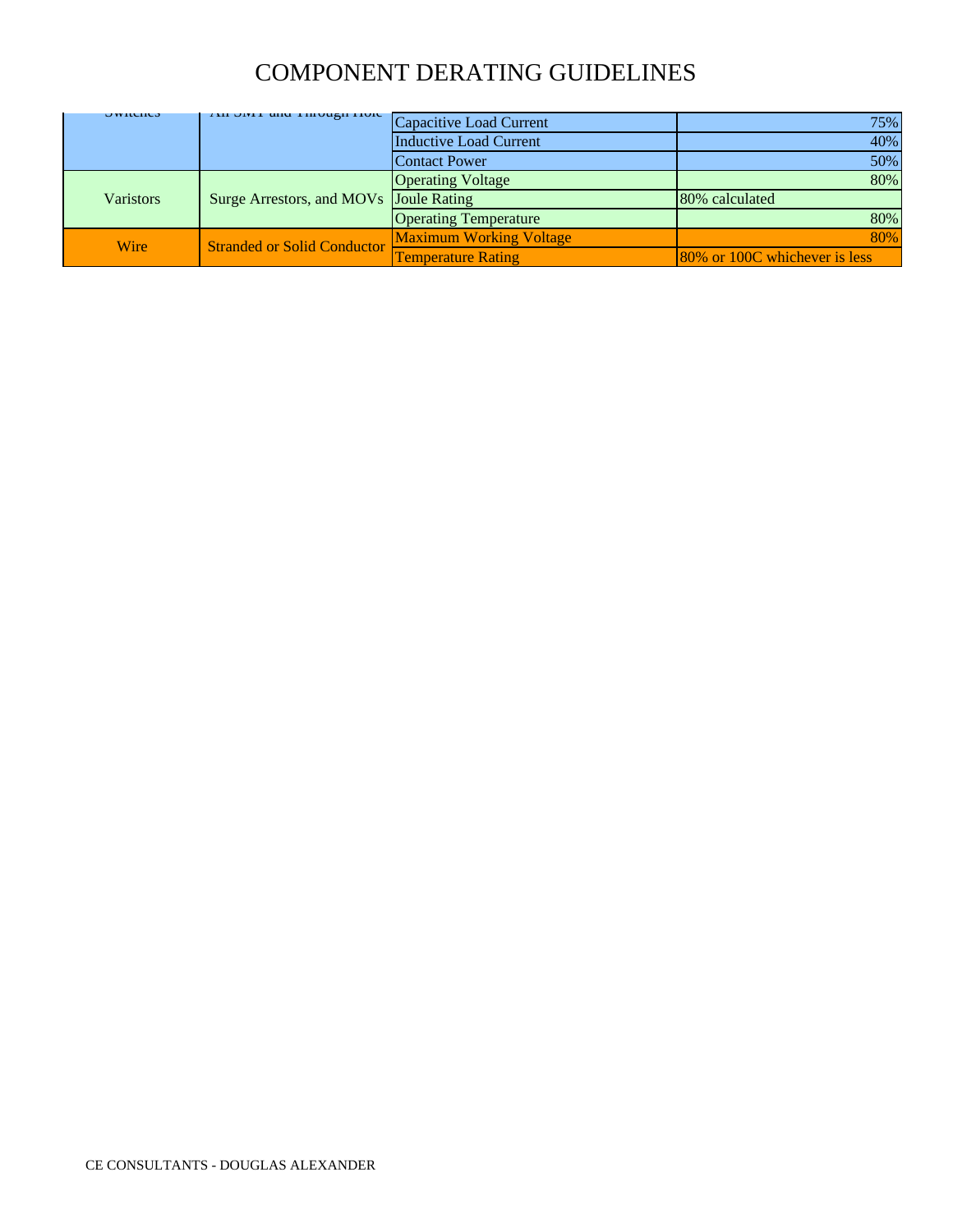# COMPONENT DERATING GUIDELINES

| | | | |
|---|---|---|---|
| Switches | All SMT and Through Hole | Capacitive Load Current | 75% |
| | | Inductive Load Current | 40% |
| | | Contact Power | 50% |
| Varistors | Surge Arrestors, and MOVs | Operating Voltage | 80% |
| | | Joule Rating | 80% calculated |
| | | Operating Temperature | 80% |
| Wire | Stranded or Solid Conductor | Maximum Working Voltage | 80% |
| | | Temperature Rating | 80% or 100C whichever is less |

CE CONSULTANTS - DOUGLAS ALEXANDER